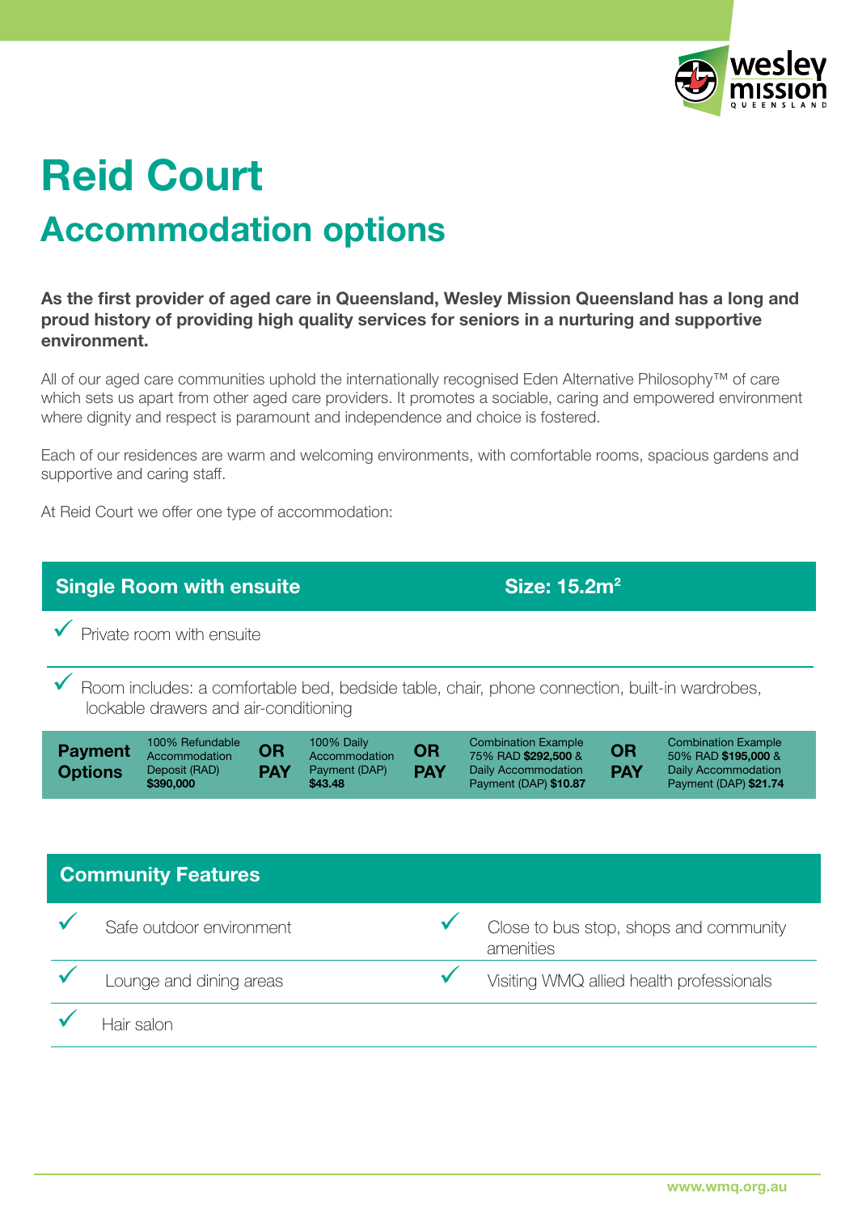# Reid Court

## Accommodation options

**As the first provider of aged care in Queensland, Wesley Mission Queensland has a long and proud history of providing high quality services for seniors in a nurturing and supportive environment.**

All of our aged care communities uphold the internationally recognised Eden Alternative Philosophy™ of care which sets us apart from other aged care providers. It promotes a sociable, caring and empowered environment where dignity and respect is paramount and independence and choice is fostered.

Each of our residences are warm and welcoming environments, with comfortable rooms, spacious gardens and supportive and caring staff.

At Reid Court we offer one type of accommodation:

### Single Room with ensuite — Size: 15.2m$^2$

- ✓ Private room with ensuite
- ✓ Room includes: a comfortable bed, bedside table, chair, phone connection, built-in wardrobes, lockable drawers and air-conditioning

| Payment Options | | | | | | |
|---|---|---|---|---|---|---|
| 100% Refundable Accommodation Deposit (RAD) **$390,000** | **OR PAY** | 100% Daily Accommodation Payment (DAP) **$43.48** | **OR PAY** | Combination Example 75% RAD **$292,500** & Daily Accommodation Payment (DAP) **$10.87** | **OR PAY** | Combination Example 50% RAD **$195,000** & Daily Accommodation Payment (DAP) **$21.74** |

### Community Features

- ✓ Safe outdoor environment
- ✓ Close to bus stop, shops and community amenities
- ✓ Lounge and dining areas
- ✓ Visiting WMQ allied health professionals
- ✓ Hair salon

www.wmq.org.au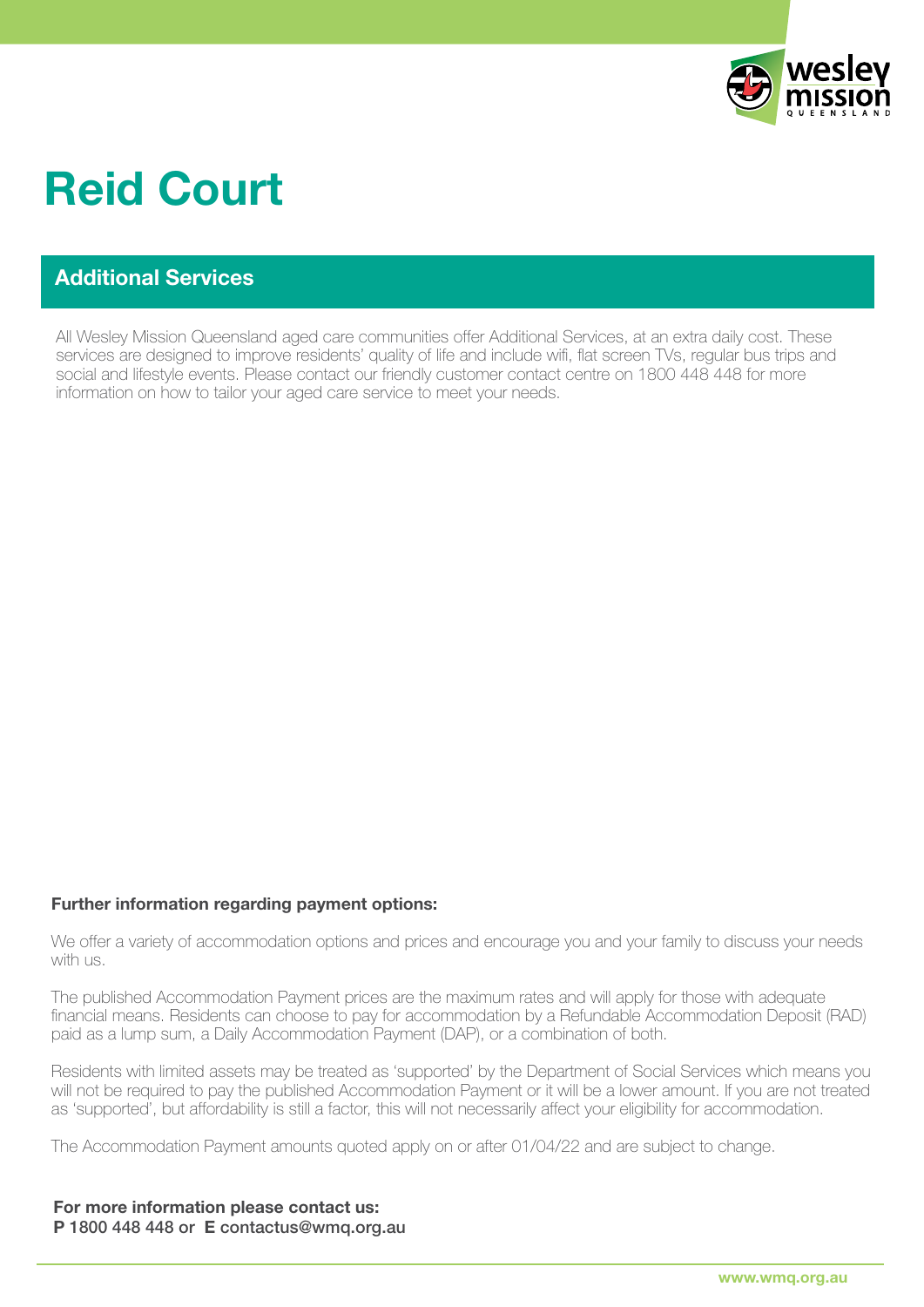# Reid Court

## Additional Services

All Wesley Mission Queensland aged care communities offer Additional Services, at an extra daily cost. These services are designed to improve residents' quality of life and include wifi, flat screen TVs, regular bus trips and social and lifestyle events. Please contact our friendly customer contact centre on 1800 448 448 for more information on how to tailor your aged care service to meet your needs.

**Further information regarding payment options:**

We offer a variety of accommodation options and prices and encourage you and your family to discuss your needs with us.

The published Accommodation Payment prices are the maximum rates and will apply for those with adequate financial means. Residents can choose to pay for accommodation by a Refundable Accommodation Deposit (RAD) paid as a lump sum, a Daily Accommodation Payment (DAP), or a combination of both.

Residents with limited assets may be treated as 'supported' by the Department of Social Services which means you will not be required to pay the published Accommodation Payment or it will be a lower amount. If you are not treated as 'supported', but affordability is still a factor, this will not necessarily affect your eligibility for accommodation.

The Accommodation Payment amounts quoted apply on or after 01/04/22 and are subject to change.

**For more information please contact us:**
**P** 1800 448 448 or **E** contactus@wmq.org.au

www.wmq.org.au